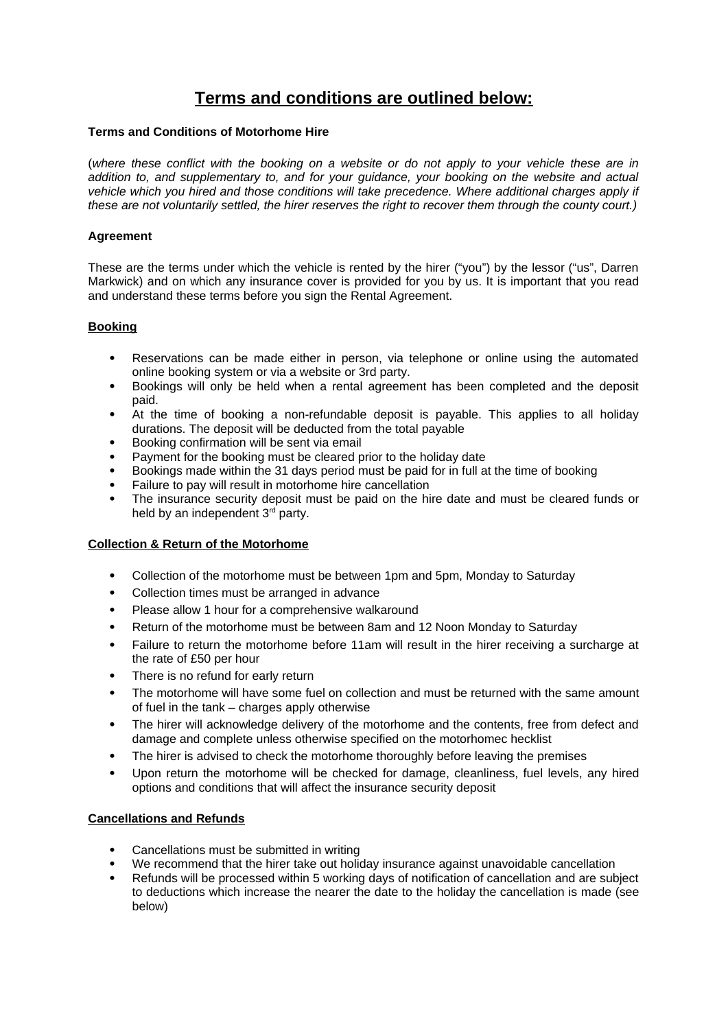# Terms and conditions are outlined below:

**Terms and Conditions of Motorhome Hire**

(*where these conflict with the booking on a website or do not apply to your vehicle these are in addition to, and supplementary to, and for your guidance, your booking on the website and actual vehicle which you hired and those conditions will take precedence. Where additional charges apply if these are not voluntarily settled, the hirer reserves the right to recover them through the county court.)*

**Agreement**

These are the terms under which the vehicle is rented by the hirer ("you") by the lessor ("us", Darren Markwick) and on which any insurance cover is provided for you by us. It is important that you read and understand these terms before you sign the Rental Agreement.

**Booking**

- Reservations can be made either in person, via telephone or online using the automated online booking system or via a website or 3rd party.
- Bookings will only be held when a rental agreement has been completed and the deposit paid.
- At the time of booking a non-refundable deposit is payable. This applies to all holiday durations. The deposit will be deducted from the total payable
- Booking confirmation will be sent via email
- Payment for the booking must be cleared prior to the holiday date
- Bookings made within the 31 days period must be paid for in full at the time of booking
- Failure to pay will result in motorhome hire cancellation
- The insurance security deposit must be paid on the hire date and must be cleared funds or held by an independent 3rd party.

**Collection & Return of the Motorhome**

- Collection of the motorhome must be between 1pm and 5pm, Monday to Saturday
- Collection times must be arranged in advance
- Please allow 1 hour for a comprehensive walkaround
- Return of the motorhome must be between 8am and 12 Noon Monday to Saturday
- Failure to return the motorhome before 11am will result in the hirer receiving a surcharge at the rate of £50 per hour
- There is no refund for early return
- The motorhome will have some fuel on collection and must be returned with the same amount of fuel in the tank – charges apply otherwise
- The hirer will acknowledge delivery of the motorhome and the contents, free from defect and damage and complete unless otherwise specified on the motorhomec hecklist
- The hirer is advised to check the motorhome thoroughly before leaving the premises
- Upon return the motorhome will be checked for damage, cleanliness, fuel levels, any hired options and conditions that will affect the insurance security deposit

**Cancellations and Refunds**

- Cancellations must be submitted in writing
- We recommend that the hirer take out holiday insurance against unavoidable cancellation
- Refunds will be processed within 5 working days of notification of cancellation and are subject to deductions which increase the nearer the date to the holiday the cancellation is made (see below)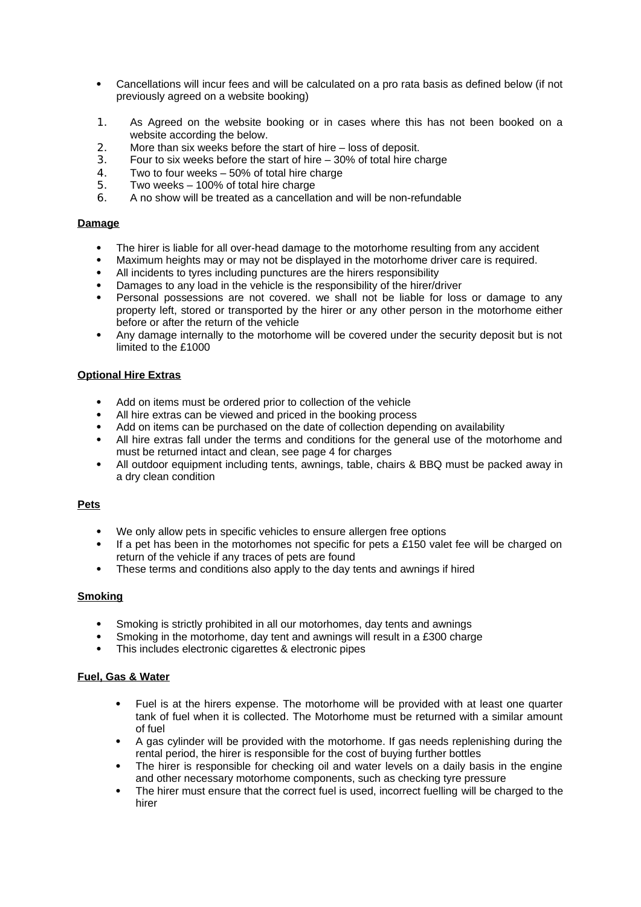- Cancellations will incur fees and will be calculated on a pro rata basis as defined below (if not previously agreed on a website booking)

1. As Agreed on the website booking or in cases where this has not been booked on a website according the below.
2. More than six weeks before the start of hire – loss of deposit.
3. Four to six weeks before the start of hire – 30% of total hire charge
4. Two to four weeks – 50% of total hire charge
5. Two weeks – 100% of total hire charge
6. A no show will be treated as a cancellation and will be non-refundable

**Damage**

- The hirer is liable for all over-head damage to the motorhome resulting from any accident
- Maximum heights may or may not be displayed in the motorhome driver care is required.
- All incidents to tyres including punctures are the hirers responsibility
- Damages to any load in the vehicle is the responsibility of the hirer/driver
- Personal possessions are not covered. we shall not be liable for loss or damage to any property left, stored or transported by the hirer or any other person in the motorhome either before or after the return of the vehicle
- Any damage internally to the motorhome will be covered under the security deposit but is not limited to the £1000

**Optional Hire Extras**

- Add on items must be ordered prior to collection of the vehicle
- All hire extras can be viewed and priced in the booking process
- Add on items can be purchased on the date of collection depending on availability
- All hire extras fall under the terms and conditions for the general use of the motorhome and must be returned intact and clean, see page 4 for charges
- All outdoor equipment including tents, awnings, table, chairs & BBQ must be packed away in a dry clean condition

**Pets**

- We only allow pets in specific vehicles to ensure allergen free options
- If a pet has been in the motorhomes not specific for pets a £150 valet fee will be charged on return of the vehicle if any traces of pets are found
- These terms and conditions also apply to the day tents and awnings if hired

**Smoking**

- Smoking is strictly prohibited in all our motorhomes, day tents and awnings
- Smoking in the motorhome, day tent and awnings will result in a £300 charge
- This includes electronic cigarettes & electronic pipes

**Fuel, Gas & Water**

- Fuel is at the hirers expense. The motorhome will be provided with at least one quarter tank of fuel when it is collected. The Motorhome must be returned with a similar amount of fuel
- A gas cylinder will be provided with the motorhome. If gas needs replenishing during the rental period, the hirer is responsible for the cost of buying further bottles
- The hirer is responsible for checking oil and water levels on a daily basis in the engine and other necessary motorhome components, such as checking tyre pressure
- The hirer must ensure that the correct fuel is used, incorrect fuelling will be charged to the hirer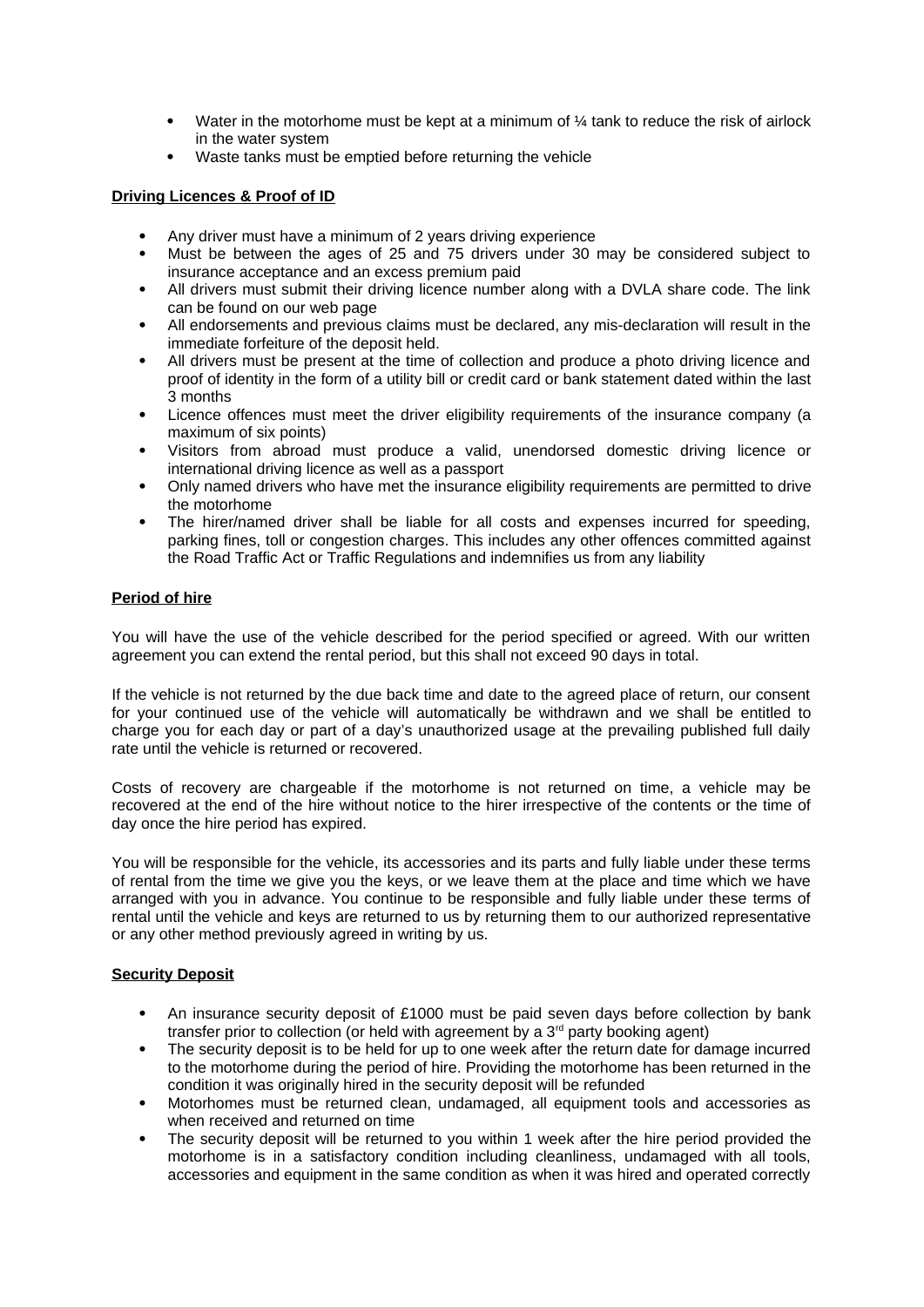- Water in the motorhome must be kept at a minimum of ¼ tank to reduce the risk of airlock in the water system
- Waste tanks must be emptied before returning the vehicle

**Driving Licences & Proof of ID**

- Any driver must have a minimum of 2 years driving experience
- Must be between the ages of 25 and 75 drivers under 30 may be considered subject to insurance acceptance and an excess premium paid
- All drivers must submit their driving licence number along with a DVLA share code. The link can be found on our web page
- All endorsements and previous claims must be declared, any mis-declaration will result in the immediate forfeiture of the deposit held.
- All drivers must be present at the time of collection and produce a photo driving licence and proof of identity in the form of a utility bill or credit card or bank statement dated within the last 3 months
- Licence offences must meet the driver eligibility requirements of the insurance company (a maximum of six points)
- Visitors from abroad must produce a valid, unendorsed domestic driving licence or international driving licence as well as a passport
- Only named drivers who have met the insurance eligibility requirements are permitted to drive the motorhome
- The hirer/named driver shall be liable for all costs and expenses incurred for speeding, parking fines, toll or congestion charges. This includes any other offences committed against the Road Traffic Act or Traffic Regulations and indemnifies us from any liability

**Period of hire**

You will have the use of the vehicle described for the period specified or agreed. With our written agreement you can extend the rental period, but this shall not exceed 90 days in total.

If the vehicle is not returned by the due back time and date to the agreed place of return, our consent for your continued use of the vehicle will automatically be withdrawn and we shall be entitled to charge you for each day or part of a day's unauthorized usage at the prevailing published full daily rate until the vehicle is returned or recovered.

Costs of recovery are chargeable if the motorhome is not returned on time, a vehicle may be recovered at the end of the hire without notice to the hirer irrespective of the contents or the time of day once the hire period has expired.

You will be responsible for the vehicle, its accessories and its parts and fully liable under these terms of rental from the time we give you the keys, or we leave them at the place and time which we have arranged with you in advance. You continue to be responsible and fully liable under these terms of rental until the vehicle and keys are returned to us by returning them to our authorized representative or any other method previously agreed in writing by us.

**Security Deposit**

- An insurance security deposit of £1000 must be paid seven days before collection by bank transfer prior to collection (or held with agreement by a 3rd party booking agent)
- The security deposit is to be held for up to one week after the return date for damage incurred to the motorhome during the period of hire. Providing the motorhome has been returned in the condition it was originally hired in the security deposit will be refunded
- Motorhomes must be returned clean, undamaged, all equipment tools and accessories as when received and returned on time
- The security deposit will be returned to you within 1 week after the hire period provided the motorhome is in a satisfactory condition including cleanliness, undamaged with all tools, accessories and equipment in the same condition as when it was hired and operated correctly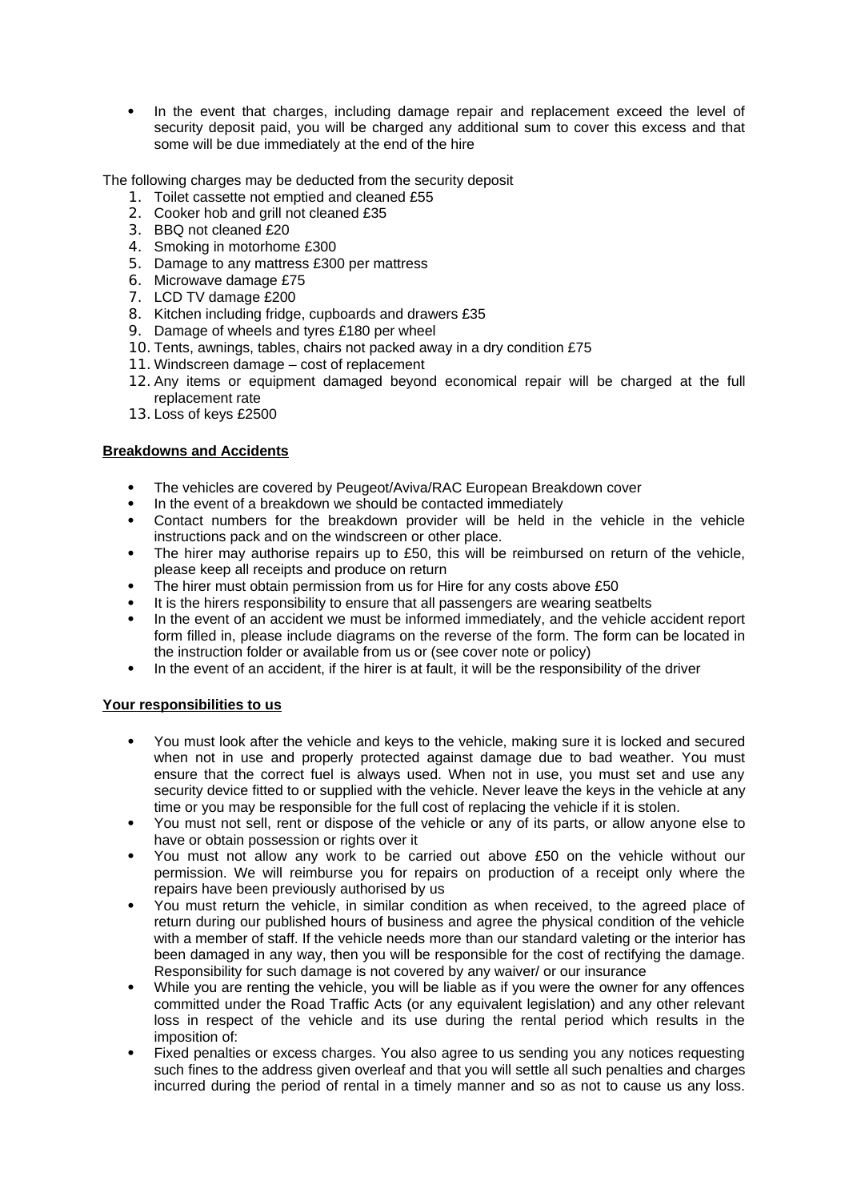- In the event that charges, including damage repair and replacement exceed the level of security deposit paid, you will be charged any additional sum to cover this excess and that some will be due immediately at the end of the hire

The following charges may be deducted from the security deposit

1. Toilet cassette not emptied and cleaned £55
2. Cooker hob and grill not cleaned £35
3. BBQ not cleaned £20
4. Smoking in motorhome £300
5. Damage to any mattress £300 per mattress
6. Microwave damage £75
7. LCD TV damage £200
8. Kitchen including fridge, cupboards and drawers £35
9. Damage of wheels and tyres £180 per wheel
10. Tents, awnings, tables, chairs not packed away in a dry condition £75
11. Windscreen damage – cost of replacement
12. Any items or equipment damaged beyond economical repair will be charged at the full replacement rate
13. Loss of keys £2500

**Breakdowns and Accidents**

- The vehicles are covered by Peugeot/Aviva/RAC European Breakdown cover
- In the event of a breakdown we should be contacted immediately
- Contact numbers for the breakdown provider will be held in the vehicle in the vehicle instructions pack and on the windscreen or other place.
- The hirer may authorise repairs up to £50, this will be reimbursed on return of the vehicle, please keep all receipts and produce on return
- The hirer must obtain permission from us for Hire for any costs above £50
- It is the hirers responsibility to ensure that all passengers are wearing seatbelts
- In the event of an accident we must be informed immediately, and the vehicle accident report form filled in, please include diagrams on the reverse of the form. The form can be located in the instruction folder or available from us or (see cover note or policy)
- In the event of an accident, if the hirer is at fault, it will be the responsibility of the driver

**Your responsibilities to us**

- You must look after the vehicle and keys to the vehicle, making sure it is locked and secured when not in use and properly protected against damage due to bad weather. You must ensure that the correct fuel is always used. When not in use, you must set and use any security device fitted to or supplied with the vehicle. Never leave the keys in the vehicle at any time or you may be responsible for the full cost of replacing the vehicle if it is stolen.
- You must not sell, rent or dispose of the vehicle or any of its parts, or allow anyone else to have or obtain possession or rights over it
- You must not allow any work to be carried out above £50 on the vehicle without our permission. We will reimburse you for repairs on production of a receipt only where the repairs have been previously authorised by us
- You must return the vehicle, in similar condition as when received, to the agreed place of return during our published hours of business and agree the physical condition of the vehicle with a member of staff. If the vehicle needs more than our standard valeting or the interior has been damaged in any way, then you will be responsible for the cost of rectifying the damage. Responsibility for such damage is not covered by any waiver/ or our insurance
- While you are renting the vehicle, you will be liable as if you were the owner for any offences committed under the Road Traffic Acts (or any equivalent legislation) and any other relevant loss in respect of the vehicle and its use during the rental period which results in the imposition of:
- Fixed penalties or excess charges. You also agree to us sending you any notices requesting such fines to the address given overleaf and that you will settle all such penalties and charges incurred during the period of rental in a timely manner and so as not to cause us any loss.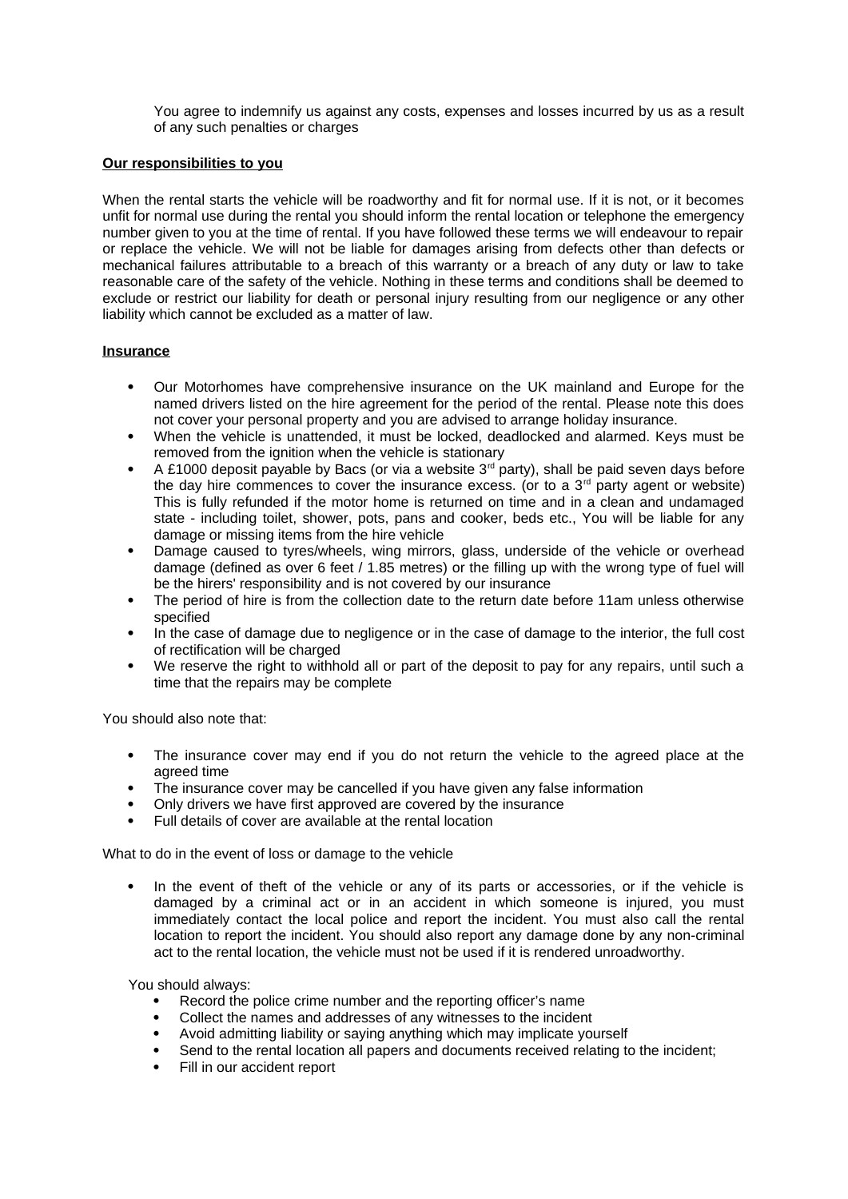You agree to indemnify us against any costs, expenses and losses incurred by us as a result of any such penalties or charges

**Our responsibilities to you**

When the rental starts the vehicle will be roadworthy and fit for normal use. If it is not, or it becomes unfit for normal use during the rental you should inform the rental location or telephone the emergency number given to you at the time of rental. If you have followed these terms we will endeavour to repair or replace the vehicle. We will not be liable for damages arising from defects other than defects or mechanical failures attributable to a breach of this warranty or a breach of any duty or law to take reasonable care of the safety of the vehicle. Nothing in these terms and conditions shall be deemed to exclude or restrict our liability for death or personal injury resulting from our negligence or any other liability which cannot be excluded as a matter of law.

**Insurance**

- Our Motorhomes have comprehensive insurance on the UK mainland and Europe for the named drivers listed on the hire agreement for the period of the rental. Please note this does not cover your personal property and you are advised to arrange holiday insurance.
- When the vehicle is unattended, it must be locked, deadlocked and alarmed. Keys must be removed from the ignition when the vehicle is stationary
- A £1000 deposit payable by Bacs (or via a website 3rd party), shall be paid seven days before the day hire commences to cover the insurance excess. (or to a 3rd party agent or website) This is fully refunded if the motor home is returned on time and in a clean and undamaged state - including toilet, shower, pots, pans and cooker, beds etc., You will be liable for any damage or missing items from the hire vehicle
- Damage caused to tyres/wheels, wing mirrors, glass, underside of the vehicle or overhead damage (defined as over 6 feet / 1.85 metres) or the filling up with the wrong type of fuel will be the hirers' responsibility and is not covered by our insurance
- The period of hire is from the collection date to the return date before 11am unless otherwise specified
- In the case of damage due to negligence or in the case of damage to the interior, the full cost of rectification will be charged
- We reserve the right to withhold all or part of the deposit to pay for any repairs, until such a time that the repairs may be complete

You should also note that:

- The insurance cover may end if you do not return the vehicle to the agreed place at the agreed time
- The insurance cover may be cancelled if you have given any false information
- Only drivers we have first approved are covered by the insurance
- Full details of cover are available at the rental location

What to do in the event of loss or damage to the vehicle

- In the event of theft of the vehicle or any of its parts or accessories, or if the vehicle is damaged by a criminal act or in an accident in which someone is injured, you must immediately contact the local police and report the incident. You must also call the rental location to report the incident. You should also report any damage done by any non-criminal act to the rental location, the vehicle must not be used if it is rendered unroadworthy.

You should always:

- Record the police crime number and the reporting officer's name
- Collect the names and addresses of any witnesses to the incident
- Avoid admitting liability or saying anything which may implicate yourself
- Send to the rental location all papers and documents received relating to the incident;
- Fill in our accident report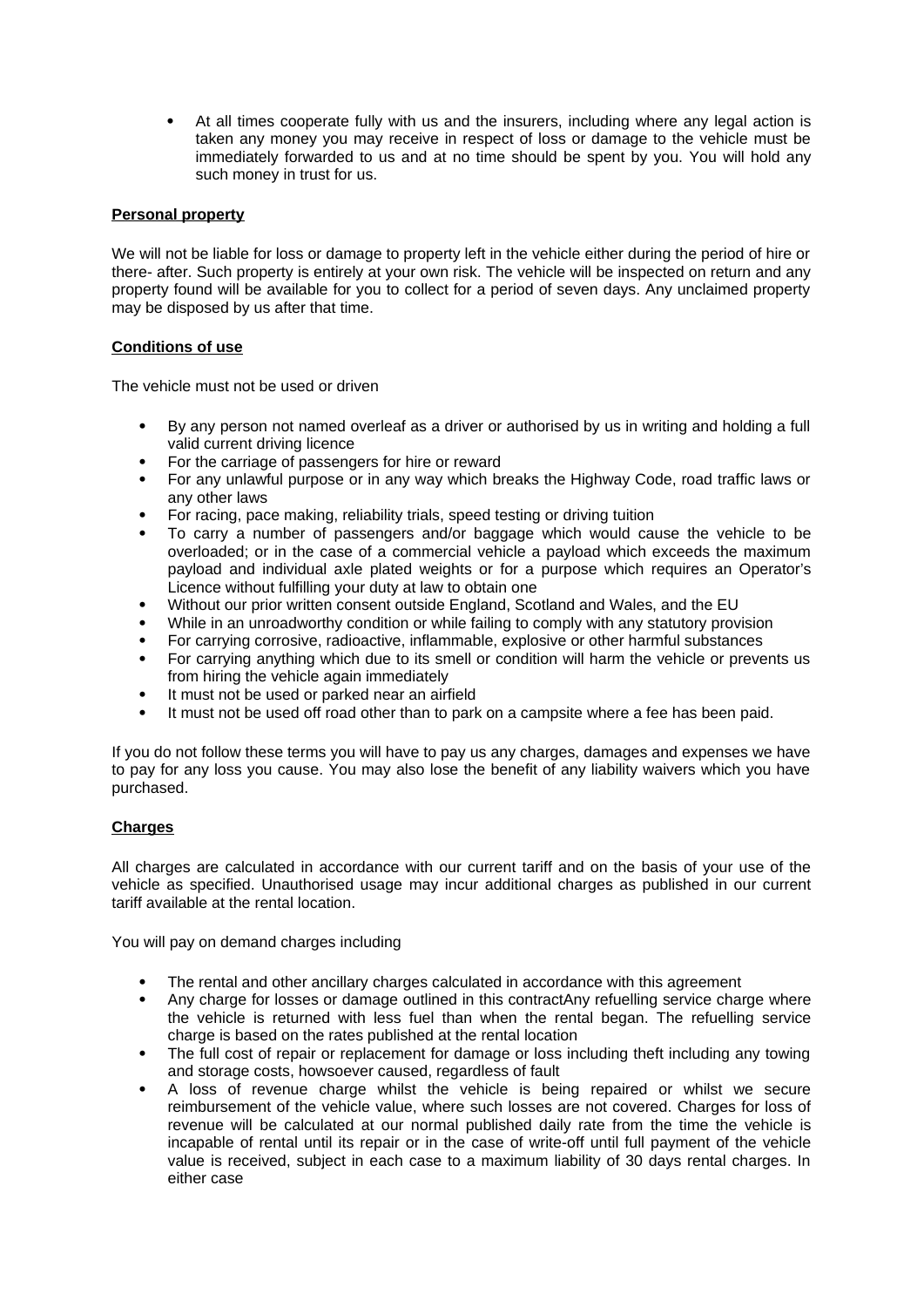- At all times cooperate fully with us and the insurers, including where any legal action is taken any money you may receive in respect of loss or damage to the vehicle must be immediately forwarded to us and at no time should be spent by you. You will hold any such money in trust for us.

**Personal property**

We will not be liable for loss or damage to property left in the vehicle either during the period of hire or there- after. Such property is entirely at your own risk. The vehicle will be inspected on return and any property found will be available for you to collect for a period of seven days. Any unclaimed property may be disposed by us after that time.

**Conditions of use**

The vehicle must not be used or driven

- By any person not named overleaf as a driver or authorised by us in writing and holding a full valid current driving licence
- For the carriage of passengers for hire or reward
- For any unlawful purpose or in any way which breaks the Highway Code, road traffic laws or any other laws
- For racing, pace making, reliability trials, speed testing or driving tuition
- To carry a number of passengers and/or baggage which would cause the vehicle to be overloaded; or in the case of a commercial vehicle a payload which exceeds the maximum payload and individual axle plated weights or for a purpose which requires an Operator's Licence without fulfilling your duty at law to obtain one
- Without our prior written consent outside England, Scotland and Wales, and the EU
- While in an unroadworthy condition or while failing to comply with any statutory provision
- For carrying corrosive, radioactive, inflammable, explosive or other harmful substances
- For carrying anything which due to its smell or condition will harm the vehicle or prevents us from hiring the vehicle again immediately
- It must not be used or parked near an airfield
- It must not be used off road other than to park on a campsite where a fee has been paid.

If you do not follow these terms you will have to pay us any charges, damages and expenses we have to pay for any loss you cause. You may also lose the benefit of any liability waivers which you have purchased.

**Charges**

All charges are calculated in accordance with our current tariff and on the basis of your use of the vehicle as specified. Unauthorised usage may incur additional charges as published in our current tariff available at the rental location.

You will pay on demand charges including

- The rental and other ancillary charges calculated in accordance with this agreement
- Any charge for losses or damage outlined in this contractAny refuelling service charge where the vehicle is returned with less fuel than when the rental began. The refuelling service charge is based on the rates published at the rental location
- The full cost of repair or replacement for damage or loss including theft including any towing and storage costs, howsoever caused, regardless of fault
- A loss of revenue charge whilst the vehicle is being repaired or whilst we secure reimbursement of the vehicle value, where such losses are not covered. Charges for loss of revenue will be calculated at our normal published daily rate from the time the vehicle is incapable of rental until its repair or in the case of write-off until full payment of the vehicle value is received, subject in each case to a maximum liability of 30 days rental charges. In either case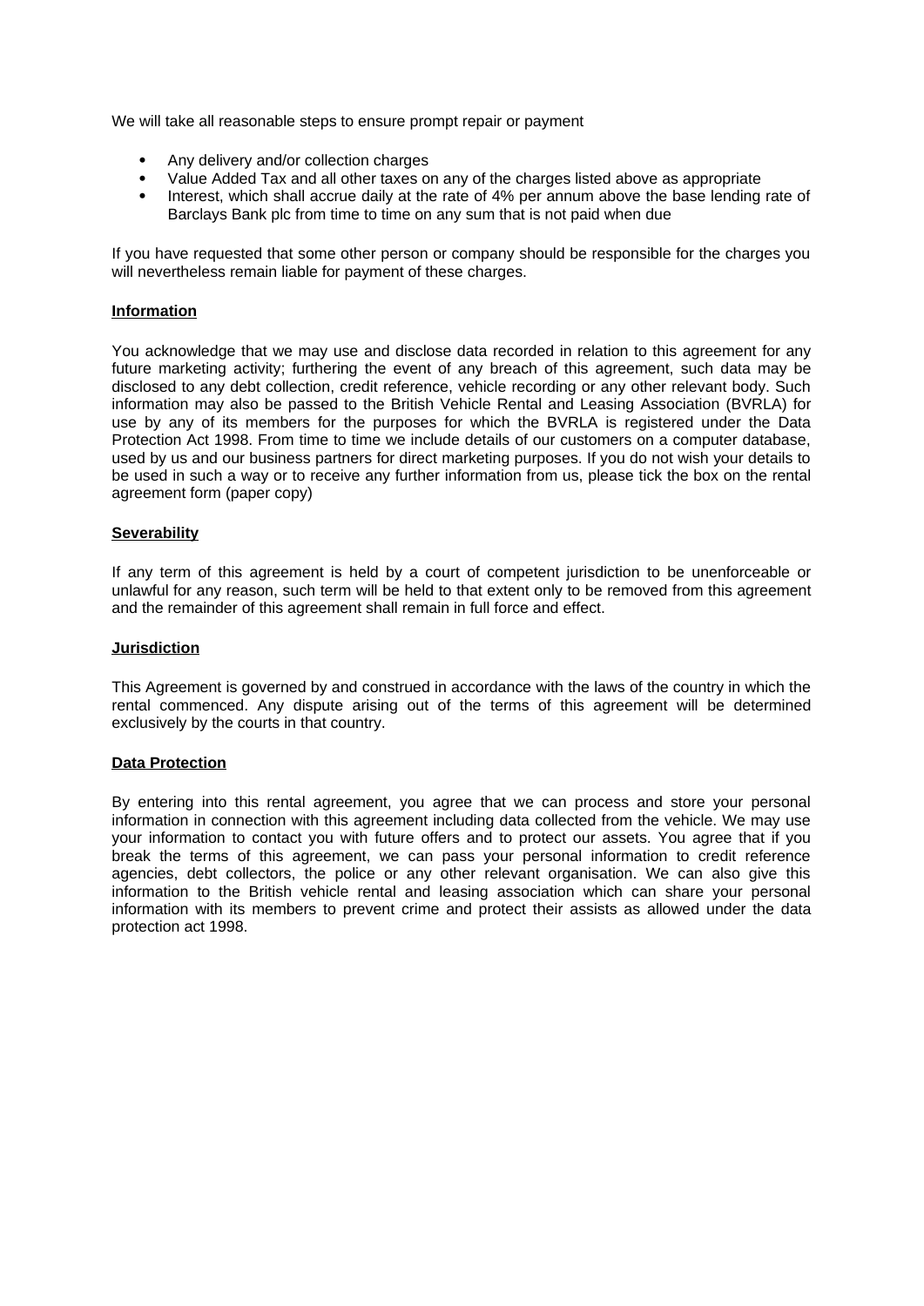We will take all reasonable steps to ensure prompt repair or payment

- Any delivery and/or collection charges
- Value Added Tax and all other taxes on any of the charges listed above as appropriate
- Interest, which shall accrue daily at the rate of 4% per annum above the base lending rate of Barclays Bank plc from time to time on any sum that is not paid when due

If you have requested that some other person or company should be responsible for the charges you will nevertheless remain liable for payment of these charges.

**Information**

You acknowledge that we may use and disclose data recorded in relation to this agreement for any future marketing activity; furthering the event of any breach of this agreement, such data may be disclosed to any debt collection, credit reference, vehicle recording or any other relevant body. Such information may also be passed to the British Vehicle Rental and Leasing Association (BVRLA) for use by any of its members for the purposes for which the BVRLA is registered under the Data Protection Act 1998. From time to time we include details of our customers on a computer database, used by us and our business partners for direct marketing purposes. If you do not wish your details to be used in such a way or to receive any further information from us, please tick the box on the rental agreement form (paper copy)

**Severability**

If any term of this agreement is held by a court of competent jurisdiction to be unenforceable or unlawful for any reason, such term will be held to that extent only to be removed from this agreement and the remainder of this agreement shall remain in full force and effect.

**Jurisdiction**

This Agreement is governed by and construed in accordance with the laws of the country in which the rental commenced. Any dispute arising out of the terms of this agreement will be determined exclusively by the courts in that country.

**Data Protection**

By entering into this rental agreement, you agree that we can process and store your personal information in connection with this agreement including data collected from the vehicle. We may use your information to contact you with future offers and to protect our assets. You agree that if you break the terms of this agreement, we can pass your personal information to credit reference agencies, debt collectors, the police or any other relevant organisation. We can also give this information to the British vehicle rental and leasing association which can share your personal information with its members to prevent crime and protect their assists as allowed under the data protection act 1998.